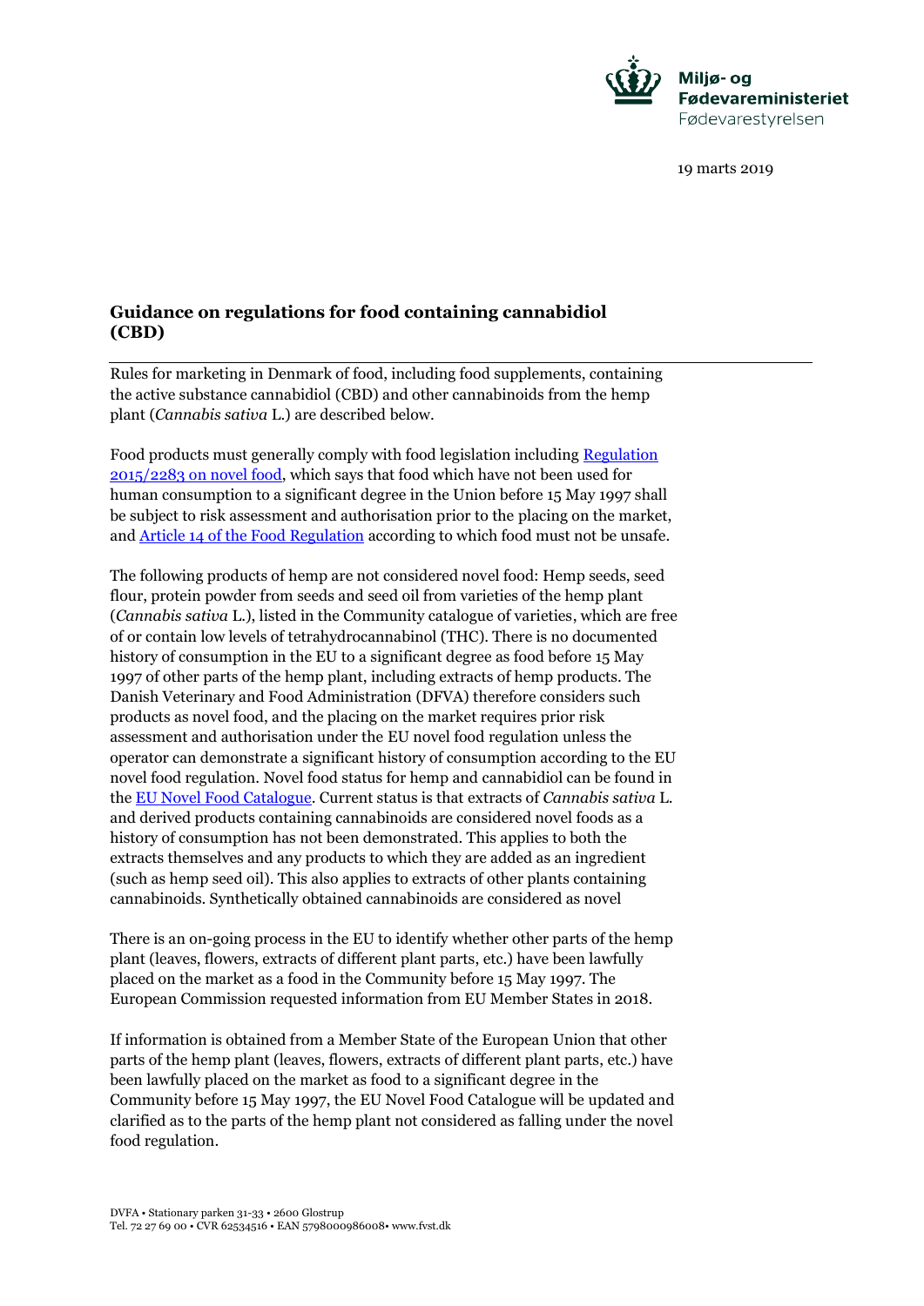Miljø- og Fødevareministeriet
Fødevarestyrelsen

19 marts 2019

## Guidance on regulations for food containing cannabidiol (CBD)

Rules for marketing in Denmark of food, including food supplements, containing the active substance cannabidiol (CBD) and other cannabinoids from the hemp plant (*Cannabis sativa* L.) are described below.

Food products must generally comply with food legislation including [Regulation 2015/2283 on novel food](), which says that food which have not been used for human consumption to a significant degree in the Union before 15 May 1997 shall be subject to risk assessment and authorisation prior to the placing on the market, and [Article 14 of the Food Regulation]() according to which food must not be unsafe.

The following products of hemp are not considered novel food: Hemp seeds, seed flour, protein powder from seeds and seed oil from varieties of the hemp plant (*Cannabis sativa* L.), listed in the Community catalogue of varieties, which are free of or contain low levels of tetrahydrocannabinol (THC). There is no documented history of consumption in the EU to a significant degree as food before 15 May 1997 of other parts of the hemp plant, including extracts of hemp products. The Danish Veterinary and Food Administration (DFVA) therefore considers such products as novel food, and the placing on the market requires prior risk assessment and authorisation under the EU novel food regulation unless the operator can demonstrate a significant history of consumption according to the EU novel food regulation. Novel food status for hemp and cannabidiol can be found in the [EU Novel Food Catalogue](). Current status is that extracts of *Cannabis sativa* L. and derived products containing cannabinoids are considered novel foods as a history of consumption has not been demonstrated. This applies to both the extracts themselves and any products to which they are added as an ingredient (such as hemp seed oil). This also applies to extracts of other plants containing cannabinoids. Synthetically obtained cannabinoids are considered as novel

There is an on-going process in the EU to identify whether other parts of the hemp plant (leaves, flowers, extracts of different plant parts, etc.) have been lawfully placed on the market as a food in the Community before 15 May 1997. The European Commission requested information from EU Member States in 2018.

If information is obtained from a Member State of the European Union that other parts of the hemp plant (leaves, flowers, extracts of different plant parts, etc.) have been lawfully placed on the market as food to a significant degree in the Community before 15 May 1997, the EU Novel Food Catalogue will be updated and clarified as to the parts of the hemp plant not considered as falling under the novel food regulation.

DVFA • Stationary parken 31-33 • 2600 Glostrup
Tel. 72 27 69 00 • CVR 62534516 • EAN 5798000986008• www.fvst.dk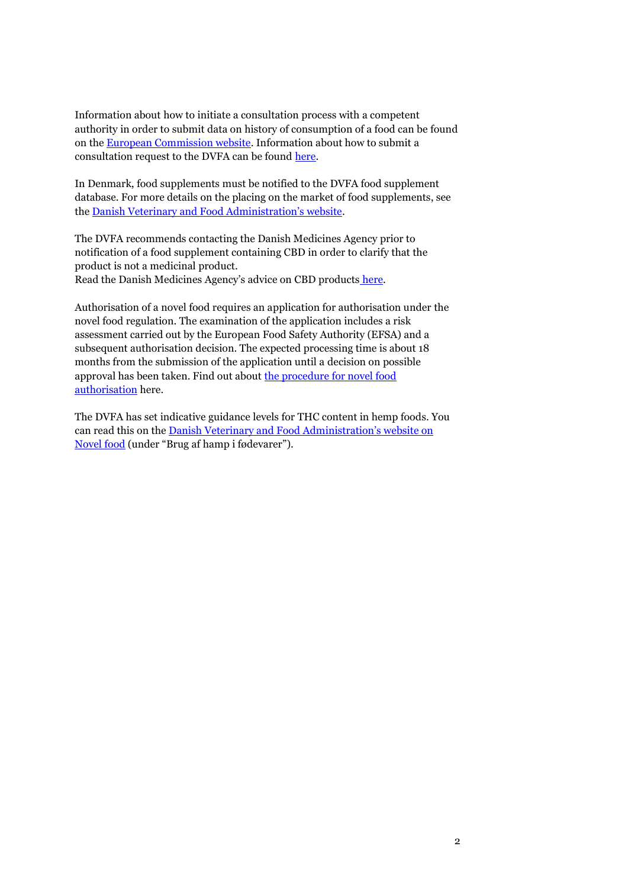Information about how to initiate a consultation process with a competent authority in order to submit data on history of consumption of a food can be found on the European Commission website. Information about how to submit a consultation request to the DVFA can be found here.

In Denmark, food supplements must be notified to the DVFA food supplement database. For more details on the placing on the market of food supplements, see the Danish Veterinary and Food Administration's website.

The DVFA recommends contacting the Danish Medicines Agency prior to notification of a food supplement containing CBD in order to clarify that the product is not a medicinal product.
Read the Danish Medicines Agency's advice on CBD products here.

Authorisation of a novel food requires an application for authorisation under the novel food regulation. The examination of the application includes a risk assessment carried out by the European Food Safety Authority (EFSA) and a subsequent authorisation decision. The expected processing time is about 18 months from the submission of the application until a decision on possible approval has been taken. Find out about the procedure for novel food authorisation here.

The DVFA has set indicative guidance levels for THC content in hemp foods. You can read this on the Danish Veterinary and Food Administration's website on Novel food (under "Brug af hamp i fødevarer").